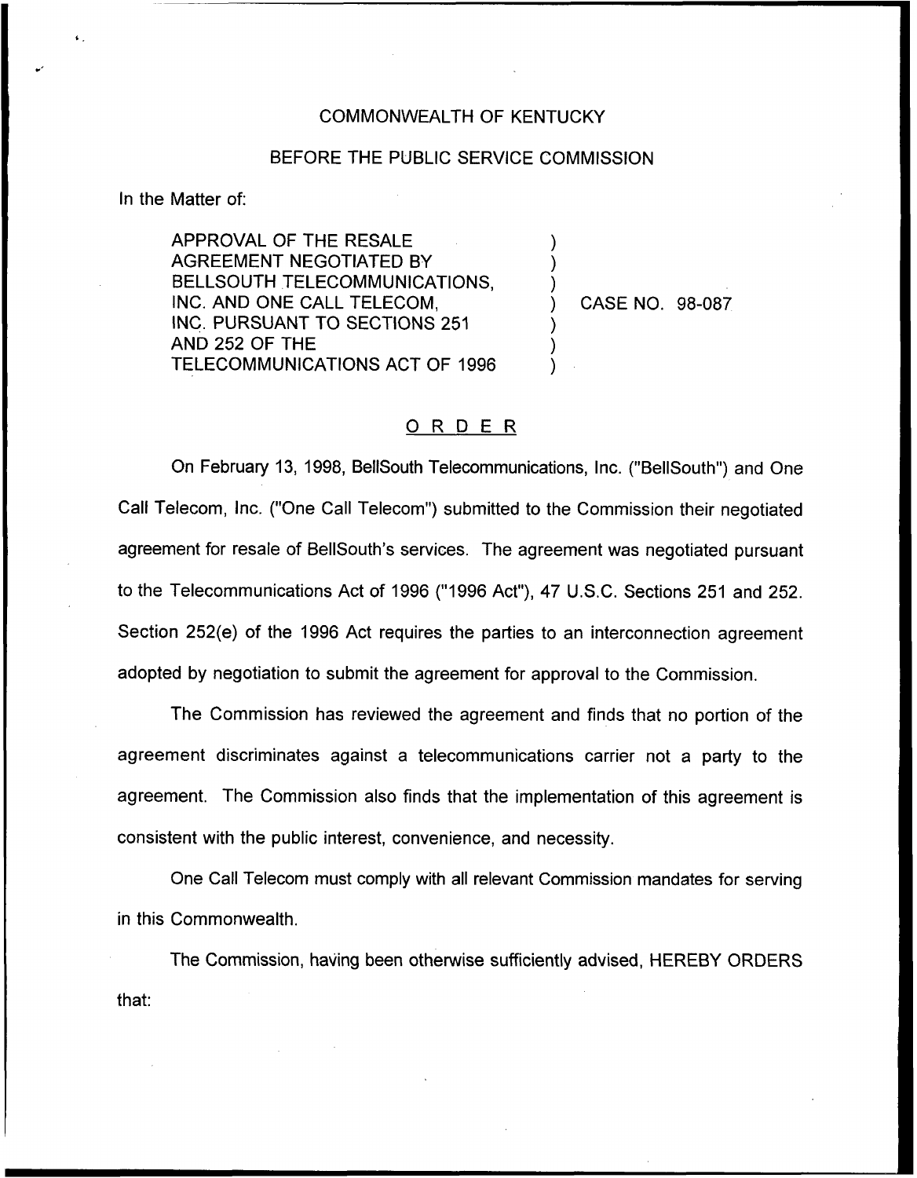COMMONWEALTH OF KENTUCKY

BEFORE THE PUBLIC SERVICE COMMISSION

In the Matter of:

| | | |
|---|---|---|
| APPROVAL OF THE RESALE AGREEMENT NEGOTIATED BY BELLSOUTH TELECOMMUNICATIONS, INC. AND ONE CALL TELECOM, INC. PURSUANT TO SECTIONS 251 AND 252 OF THE TELECOMMUNICATIONS ACT OF 1996 | ) | CASE NO. 98-087 |

## ORDER

On February 13, 1998, BellSouth Telecommunications, Inc. ("BellSouth") and One Call Telecom, Inc. ("One Call Telecom") submitted to the Commission their negotiated agreement for resale of BellSouth's services. The agreement was negotiated pursuant to the Telecommunications Act of 1996 ("1996 Act"), 47 U.S.C. Sections 251 and 252. Section 252(e) of the 1996 Act requires the parties to an interconnection agreement adopted by negotiation to submit the agreement for approval to the Commission.

The Commission has reviewed the agreement and finds that no portion of the agreement discriminates against a telecommunications carrier not a party to the agreement. The Commission also finds that the implementation of this agreement is consistent with the public interest, convenience, and necessity.

One Call Telecom must comply with all relevant Commission mandates for serving in this Commonwealth.

The Commission, having been otherwise sufficiently advised, HEREBY ORDERS that: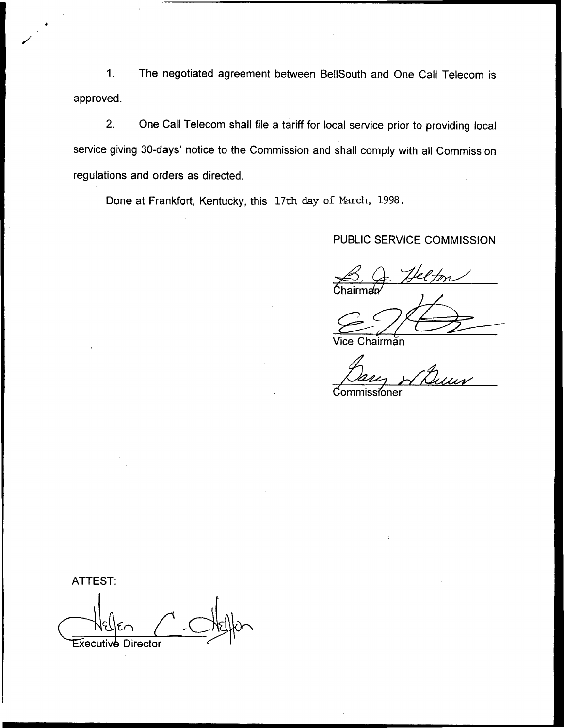1. The negotiated agreement between BellSouth and One Call Telecom is approved.

2. One Call Telecom shall file a tariff for local service prior to providing local service giving 30-days' notice to the Commission and shall comply with all Commission regulations and orders as directed.

Done at Frankfort, Kentucky, this 17th day of March, 1998.

PUBLIC SERVICE COMMISSION

Chairman

Vice Chairman

Commissioner

ATTEST:

Executive Director